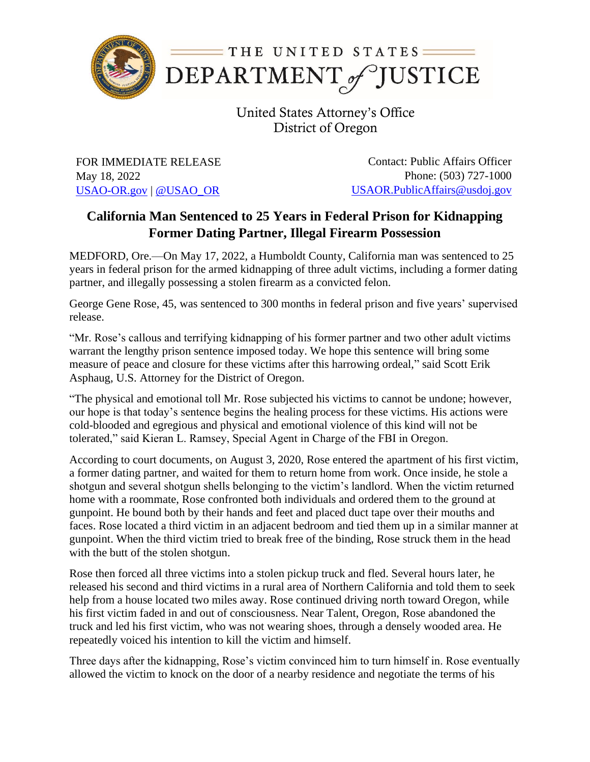THE UNITED STATES DEPARTMENT of JUSTICE

United States Attorney's Office
District of Oregon

FOR IMMEDIATE RELEASE
May 18, 2022
USAO-OR.gov | @USAO_OR

Contact: Public Affairs Officer
Phone: (503) 727-1000
USAOR.PublicAffairs@usdoj.gov

## California Man Sentenced to 25 Years in Federal Prison for Kidnapping Former Dating Partner, Illegal Firearm Possession

MEDFORD, Ore.—On May 17, 2022, a Humboldt County, California man was sentenced to 25 years in federal prison for the armed kidnapping of three adult victims, including a former dating partner, and illegally possessing a stolen firearm as a convicted felon.

George Gene Rose, 45, was sentenced to 300 months in federal prison and five years' supervised release.

"Mr. Rose's callous and terrifying kidnapping of his former partner and two other adult victims warrant the lengthy prison sentence imposed today. We hope this sentence will bring some measure of peace and closure for these victims after this harrowing ordeal," said Scott Erik Asphaug, U.S. Attorney for the District of Oregon.

"The physical and emotional toll Mr. Rose subjected his victims to cannot be undone; however, our hope is that today's sentence begins the healing process for these victims. His actions were cold-blooded and egregious and physical and emotional violence of this kind will not be tolerated," said Kieran L. Ramsey, Special Agent in Charge of the FBI in Oregon.

According to court documents, on August 3, 2020, Rose entered the apartment of his first victim, a former dating partner, and waited for them to return home from work. Once inside, he stole a shotgun and several shotgun shells belonging to the victim's landlord. When the victim returned home with a roommate, Rose confronted both individuals and ordered them to the ground at gunpoint. He bound both by their hands and feet and placed duct tape over their mouths and faces. Rose located a third victim in an adjacent bedroom and tied them up in a similar manner at gunpoint. When the third victim tried to break free of the binding, Rose struck them in the head with the butt of the stolen shotgun.

Rose then forced all three victims into a stolen pickup truck and fled. Several hours later, he released his second and third victims in a rural area of Northern California and told them to seek help from a house located two miles away. Rose continued driving north toward Oregon, while his first victim faded in and out of consciousness. Near Talent, Oregon, Rose abandoned the truck and led his first victim, who was not wearing shoes, through a densely wooded area. He repeatedly voiced his intention to kill the victim and himself.

Three days after the kidnapping, Rose's victim convinced him to turn himself in. Rose eventually allowed the victim to knock on the door of a nearby residence and negotiate the terms of his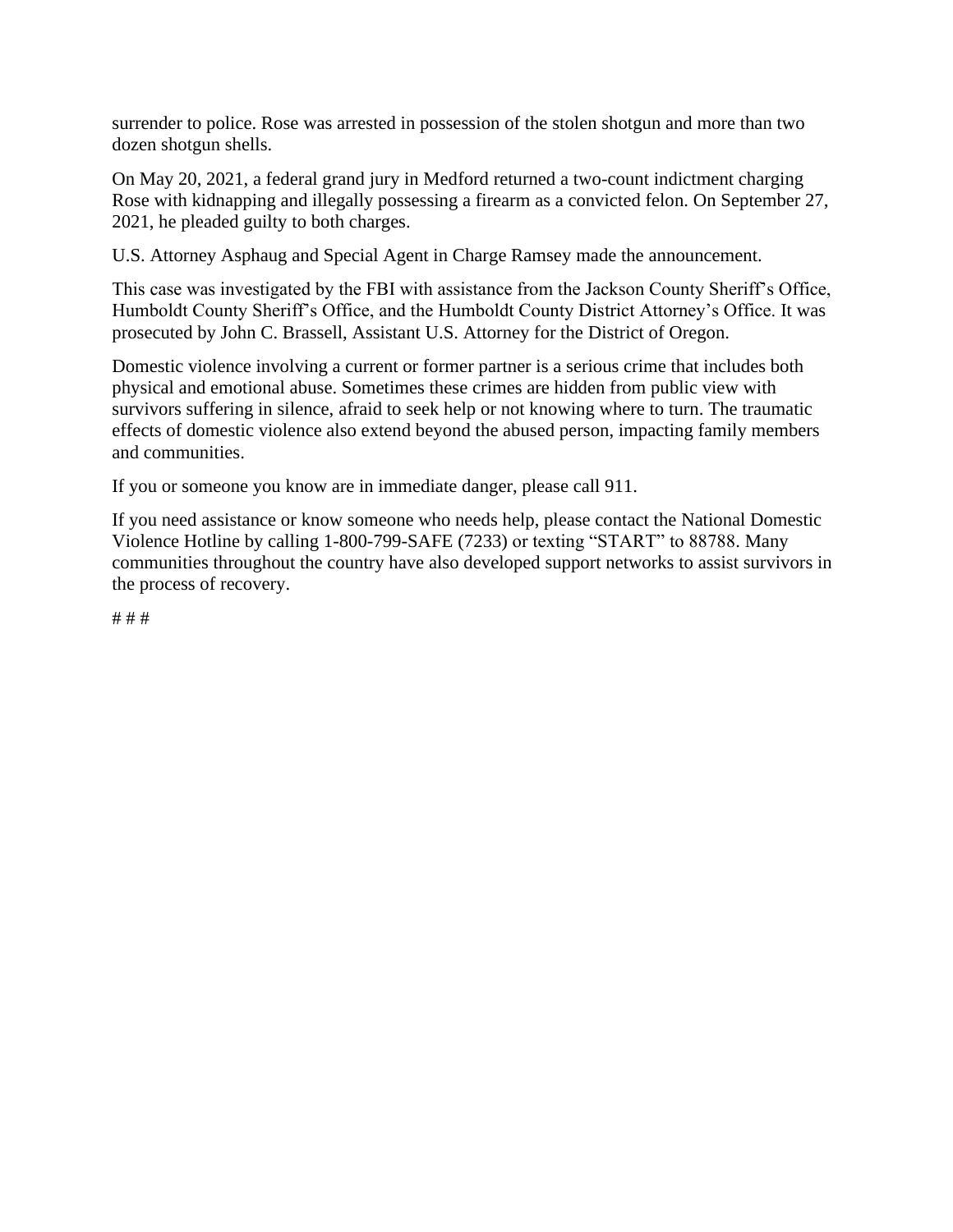surrender to police. Rose was arrested in possession of the stolen shotgun and more than two dozen shotgun shells.

On May 20, 2021, a federal grand jury in Medford returned a two-count indictment charging Rose with kidnapping and illegally possessing a firearm as a convicted felon. On September 27, 2021, he pleaded guilty to both charges.

U.S. Attorney Asphaug and Special Agent in Charge Ramsey made the announcement.

This case was investigated by the FBI with assistance from the Jackson County Sheriff's Office, Humboldt County Sheriff's Office, and the Humboldt County District Attorney's Office. It was prosecuted by John C. Brassell, Assistant U.S. Attorney for the District of Oregon.

Domestic violence involving a current or former partner is a serious crime that includes both physical and emotional abuse. Sometimes these crimes are hidden from public view with survivors suffering in silence, afraid to seek help or not knowing where to turn. The traumatic effects of domestic violence also extend beyond the abused person, impacting family members and communities.

If you or someone you know are in immediate danger, please call 911.

If you need assistance or know someone who needs help, please contact the National Domestic Violence Hotline by calling 1-800-799-SAFE (7233) or texting "START" to 88788. Many communities throughout the country have also developed support networks to assist survivors in the process of recovery.

# # #